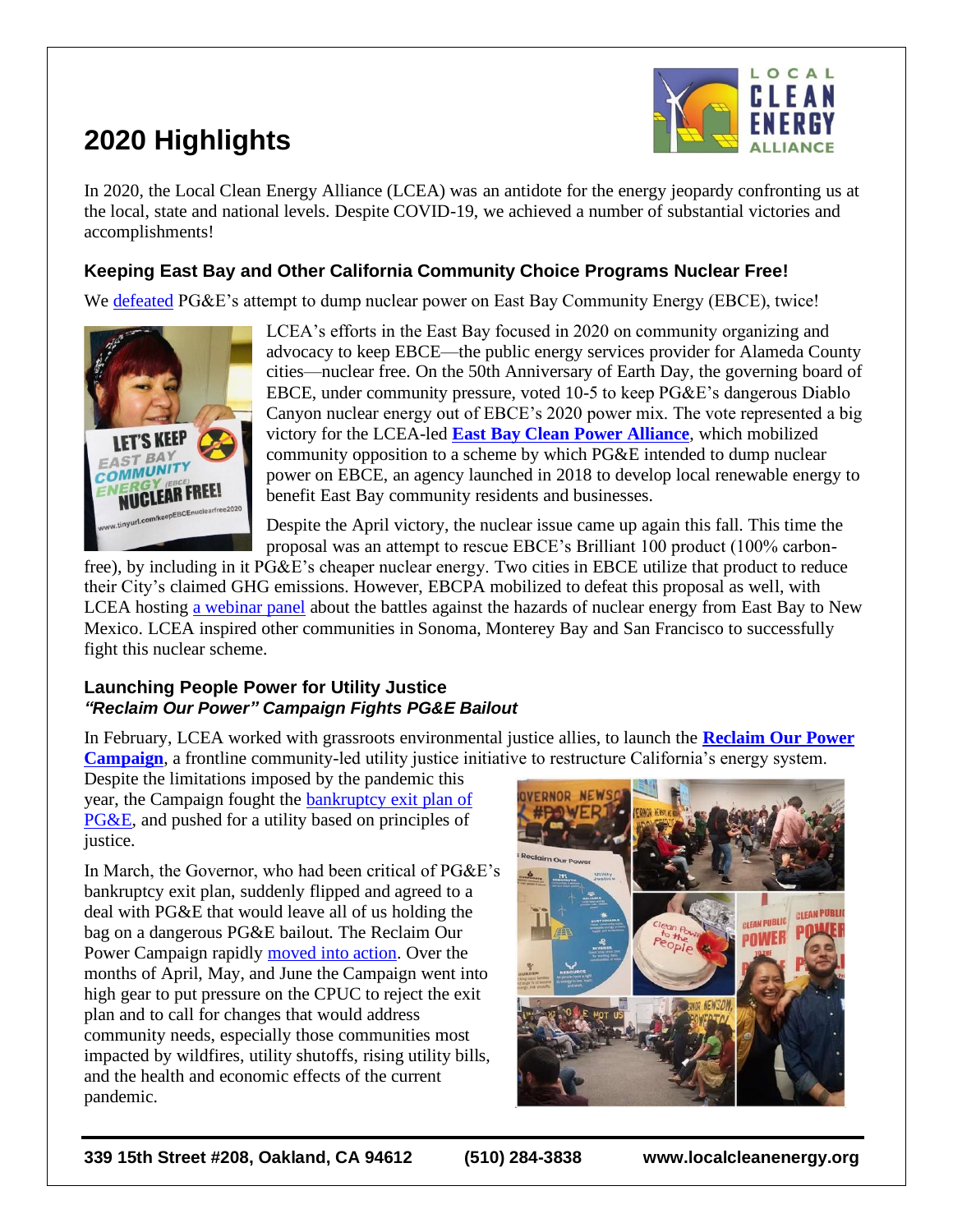# 2020 Highlights

In 2020, the Local Clean Energy Alliance (LCEA) was an antidote for the energy jeopardy confronting us at the local, state and national levels. Despite COVID-19, we achieved a number of substantial victories and accomplishments!

## Keeping East Bay and Other California Community Choice Programs Nuclear Free!

We defeated PG&E's attempt to dump nuclear power on East Bay Community Energy (EBCE), twice!

LCEA's efforts in the East Bay focused in 2020 on community organizing and advocacy to keep EBCE—the public energy services provider for Alameda County cities—nuclear free. On the 50th Anniversary of Earth Day, the governing board of EBCE, under community pressure, voted 10-5 to keep PG&E's dangerous Diablo Canyon nuclear energy out of EBCE's 2020 power mix. The vote represented a big victory for the LCEA-led **East Bay Clean Power Alliance**, which mobilized community opposition to a scheme by which PG&E intended to dump nuclear power on EBCE, an agency launched in 2018 to develop local renewable energy to benefit East Bay community residents and businesses.

Despite the April victory, the nuclear issue came up again this fall. This time the proposal was an attempt to rescue EBCE's Brilliant 100 product (100% carbon-free), by including in it PG&E's cheaper nuclear energy. Two cities in EBCE utilize that product to reduce their City's claimed GHG emissions. However, EBCPA mobilized to defeat this proposal as well, with LCEA hosting a webinar panel about the battles against the hazards of nuclear energy from East Bay to New Mexico. LCEA inspired other communities in Sonoma, Monterey Bay and San Francisco to successfully fight this nuclear scheme.

## Launching People Power for Utility Justice
### *"Reclaim Our Power" Campaign Fights PG&E Bailout*

In February, LCEA worked with grassroots environmental justice allies, to launch the **Reclaim Our Power Campaign**, a frontline community-led utility justice initiative to restructure California's energy system. Despite the limitations imposed by the pandemic this year, the Campaign fought the bankruptcy exit plan of PG&E, and pushed for a utility based on principles of justice.

In March, the Governor, who had been critical of PG&E's bankruptcy exit plan, suddenly flipped and agreed to a deal with PG&E that would leave all of us holding the bag on a dangerous PG&E bailout. The Reclaim Our Power Campaign rapidly moved into action. Over the months of April, May, and June the Campaign went into high gear to put pressure on the CPUC to reject the exit plan and to call for changes that would address community needs, especially those communities most impacted by wildfires, utility shutoffs, rising utility bills, and the health and economic effects of the current pandemic.

339 15th Street #208, Oakland, CA 94612 (510) 284-3838 www.localcleanenergy.org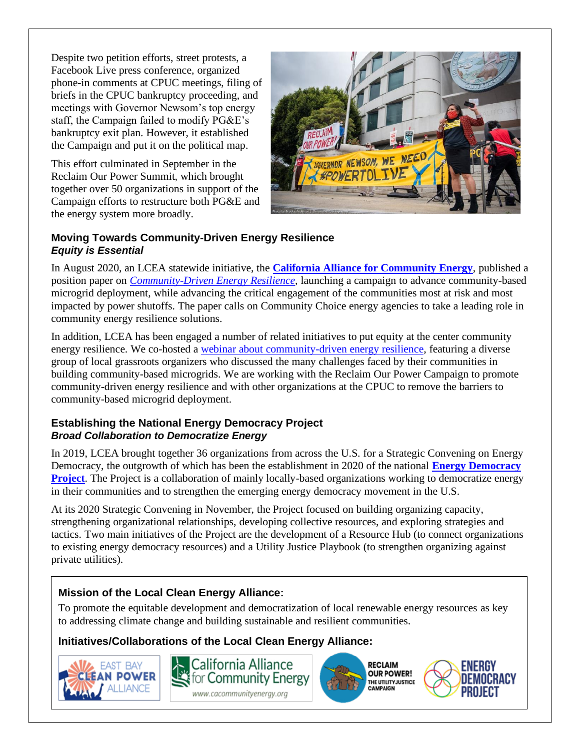Despite two petition efforts, street protests, a Facebook Live press conference, organized phone-in comments at CPUC meetings, filing of briefs in the CPUC bankruptcy proceeding, and meetings with Governor Newsom's top energy staff, the Campaign failed to modify PG&E's bankruptcy exit plan. However, it established the Campaign and put it on the political map.

This effort culminated in September in the Reclaim Our Power Summit, which brought together over 50 organizations in support of the Campaign efforts to restructure both PG&E and the energy system more broadly.

### Moving Towards Community-Driven Energy Resilience
***Equity is Essential***

In August 2020, an LCEA statewide initiative, the **California Alliance for Community Energy**, published a position paper on *Community-Driven Energy Resilience*, launching a campaign to advance community-based microgrid deployment, while advancing the critical engagement of the communities most at risk and most impacted by power shutoffs. The paper calls on Community Choice energy agencies to take a leading role in community energy resilience solutions.

In addition, LCEA has been engaged a number of related initiatives to put equity at the center community energy resilience. We co-hosted a webinar about community-driven energy resilience, featuring a diverse group of local grassroots organizers who discussed the many challenges faced by their communities in building community-based microgrids. We are working with the Reclaim Our Power Campaign to promote community-driven energy resilience and with other organizations at the CPUC to remove the barriers to community-based microgrid deployment.

### Establishing the National Energy Democracy Project
***Broad Collaboration to Democratize Energy***

In 2019, LCEA brought together 36 organizations from across the U.S. for a Strategic Convening on Energy Democracy, the outgrowth of which has been the establishment in 2020 of the national **Energy Democracy Project**. The Project is a collaboration of mainly locally-based organizations working to democratize energy in their communities and to strengthen the emerging energy democracy movement in the U.S.

At its 2020 Strategic Convening in November, the Project focused on building organizing capacity, strengthening organizational relationships, developing collective resources, and exploring strategies and tactics. Two main initiatives of the Project are the development of a Resource Hub (to connect organizations to existing energy democracy resources) and a Utility Justice Playbook (to strengthen organizing against private utilities).

**Mission of the Local Clean Energy Alliance:**

To promote the equitable development and democratization of local renewable energy resources as key to addressing climate change and building sustainable and resilient communities.

**Initiatives/Collaborations of the Local Clean Energy Alliance:**

East Bay Clean Power Alliance | California Alliance for Community Energy (www.cacommunityenergy.org) | Reclaim Our Power! The Utility Justice Campaign | Energy Democracy Project